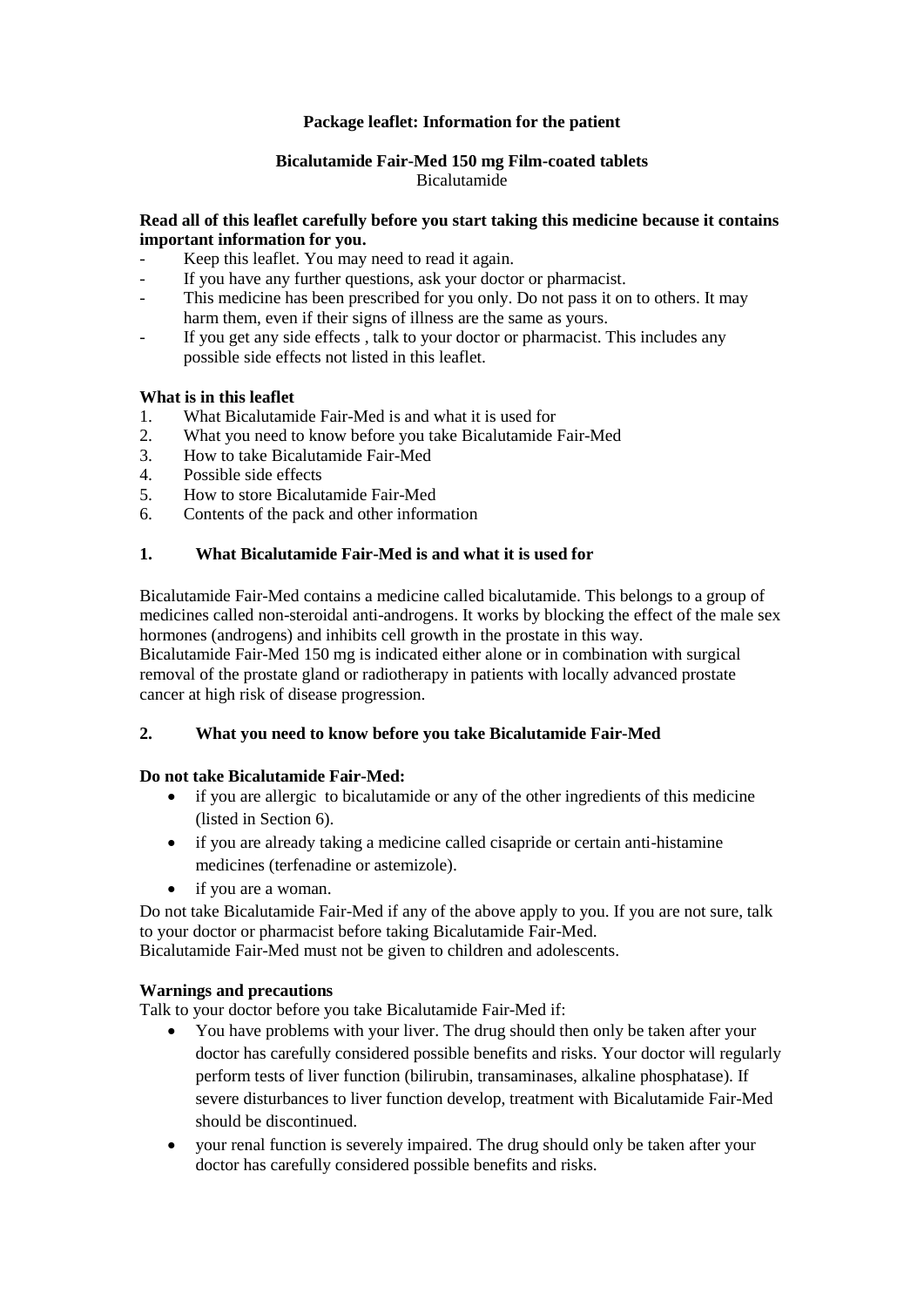**Package leaflet: Information for the patient**

**Bicalutamide Fair-Med 150 mg Film-coated tablets**
Bicalutamide

**Read all of this leaflet carefully before you start taking this medicine because it contains important information for you.**

- Keep this leaflet. You may need to read it again.
- If you have any further questions, ask your doctor or pharmacist.
- This medicine has been prescribed for you only. Do not pass it on to others. It may harm them, even if their signs of illness are the same as yours.
- If you get any side effects , talk to your doctor or pharmacist. This includes any possible side effects not listed in this leaflet.

**What is in this leaflet**

1. What Bicalutamide Fair-Med is and what it is used for
2. What you need to know before you take Bicalutamide Fair-Med
3. How to take Bicalutamide Fair-Med
4. Possible side effects
5. How to store Bicalutamide Fair-Med
6. Contents of the pack and other information

## 1. What Bicalutamide Fair-Med is and what it is used for

Bicalutamide Fair-Med contains a medicine called bicalutamide. This belongs to a group of medicines called non-steroidal anti-androgens. It works by blocking the effect of the male sex hormones (androgens) and inhibits cell growth in the prostate in this way.
Bicalutamide Fair-Med 150 mg is indicated either alone or in combination with surgical removal of the prostate gland or radiotherapy in patients with locally advanced prostate cancer at high risk of disease progression.

## 2. What you need to know before you take Bicalutamide Fair-Med

**Do not take Bicalutamide Fair-Med:**

- if you are allergic to bicalutamide or any of the other ingredients of this medicine (listed in Section 6).
- if you are already taking a medicine called cisapride or certain anti-histamine medicines (terfenadine or astemizole).
- if you are a woman.

Do not take Bicalutamide Fair-Med if any of the above apply to you. If you are not sure, talk to your doctor or pharmacist before taking Bicalutamide Fair-Med.
Bicalutamide Fair-Med must not be given to children and adolescents.

**Warnings and precautions**

Talk to your doctor before you take Bicalutamide Fair-Med if:

- You have problems with your liver. The drug should then only be taken after your doctor has carefully considered possible benefits and risks. Your doctor will regularly perform tests of liver function (bilirubin, transaminases, alkaline phosphatase). If severe disturbances to liver function develop, treatment with Bicalutamide Fair-Med should be discontinued.
- your renal function is severely impaired. The drug should only be taken after your doctor has carefully considered possible benefits and risks.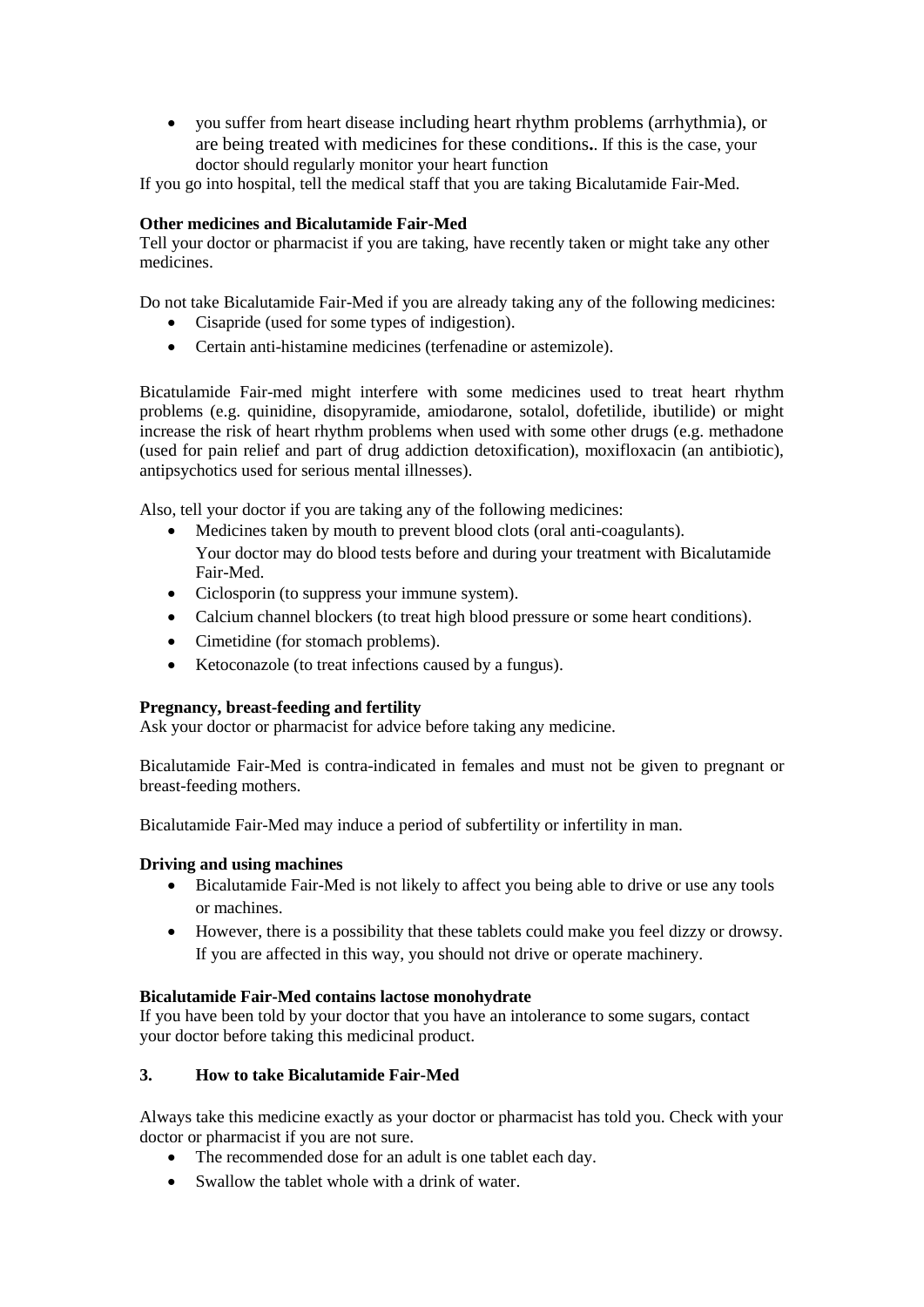- you suffer from heart disease including heart rhythm problems (arrhythmia), or are being treated with medicines for these conditions.. If this is the case, your doctor should regularly monitor your heart function

If you go into hospital, tell the medical staff that you are taking Bicalutamide Fair-Med.

**Other medicines and Bicalutamide Fair-Med**

Tell your doctor or pharmacist if you are taking, have recently taken or might take any other medicines.

Do not take Bicalutamide Fair-Med if you are already taking any of the following medicines:

- Cisapride (used for some types of indigestion).
- Certain anti-histamine medicines (terfenadine or astemizole).

Bicatulamide Fair-med might interfere with some medicines used to treat heart rhythm problems (e.g. quinidine, disopyramide, amiodarone, sotalol, dofetilide, ibutilide) or might increase the risk of heart rhythm problems when used with some other drugs (e.g. methadone (used for pain relief and part of drug addiction detoxification), moxifloxacin (an antibiotic), antipsychotics used for serious mental illnesses).

Also, tell your doctor if you are taking any of the following medicines:

- Medicines taken by mouth to prevent blood clots (oral anti-coagulants). Your doctor may do blood tests before and during your treatment with Bicalutamide Fair-Med.
- Ciclosporin (to suppress your immune system).
- Calcium channel blockers (to treat high blood pressure or some heart conditions).
- Cimetidine (for stomach problems).
- Ketoconazole (to treat infections caused by a fungus).

**Pregnancy, breast-feeding and fertility**

Ask your doctor or pharmacist for advice before taking any medicine.

Bicalutamide Fair-Med is contra-indicated in females and must not be given to pregnant or breast-feeding mothers.

Bicalutamide Fair-Med may induce a period of subfertility or infertility in man.

**Driving and using machines**

- Bicalutamide Fair-Med is not likely to affect you being able to drive or use any tools or machines.
- However, there is a possibility that these tablets could make you feel dizzy or drowsy. If you are affected in this way, you should not drive or operate machinery.

**Bicalutamide Fair-Med contains lactose monohydrate**

If you have been told by your doctor that you have an intolerance to some sugars, contact your doctor before taking this medicinal product.

## 3. How to take Bicalutamide Fair-Med

Always take this medicine exactly as your doctor or pharmacist has told you. Check with your doctor or pharmacist if you are not sure.

- The recommended dose for an adult is one tablet each day.
- Swallow the tablet whole with a drink of water.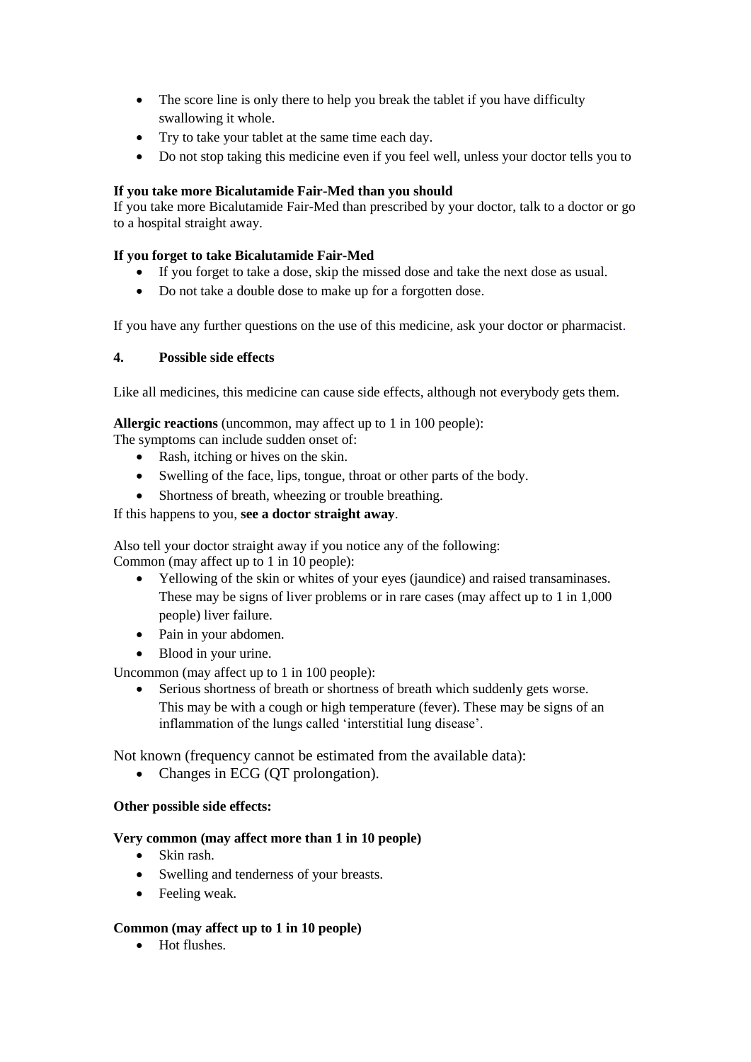- The score line is only there to help you break the tablet if you have difficulty swallowing it whole.
- Try to take your tablet at the same time each day.
- Do not stop taking this medicine even if you feel well, unless your doctor tells you to

**If you take more Bicalutamide Fair-Med than you should**
If you take more Bicalutamide Fair-Med than prescribed by your doctor, talk to a doctor or go to a hospital straight away.

**If you forget to take Bicalutamide Fair-Med**

- If you forget to take a dose, skip the missed dose and take the next dose as usual.
- Do not take a double dose to make up for a forgotten dose.

If you have any further questions on the use of this medicine, ask your doctor or pharmacist.

## 4. Possible side effects

Like all medicines, this medicine can cause side effects, although not everybody gets them.

**Allergic reactions** (uncommon, may affect up to 1 in 100 people):
The symptoms can include sudden onset of:

- Rash, itching or hives on the skin.
- Swelling of the face, lips, tongue, throat or other parts of the body.
- Shortness of breath, wheezing or trouble breathing.

If this happens to you, **see a doctor straight away**.

Also tell your doctor straight away if you notice any of the following:
Common (may affect up to 1 in 10 people):

- Yellowing of the skin or whites of your eyes (jaundice) and raised transaminases. These may be signs of liver problems or in rare cases (may affect up to 1 in 1,000 people) liver failure.
- Pain in your abdomen.
- Blood in your urine.

Uncommon (may affect up to 1 in 100 people):

- Serious shortness of breath or shortness of breath which suddenly gets worse. This may be with a cough or high temperature (fever). These may be signs of an inflammation of the lungs called 'interstitial lung disease'.

Not known (frequency cannot be estimated from the available data):

- Changes in ECG (QT prolongation).

**Other possible side effects:**

**Very common (may affect more than 1 in 10 people)**

- Skin rash.
- Swelling and tenderness of your breasts.
- Feeling weak.

**Common (may affect up to 1 in 10 people)**

- Hot flushes.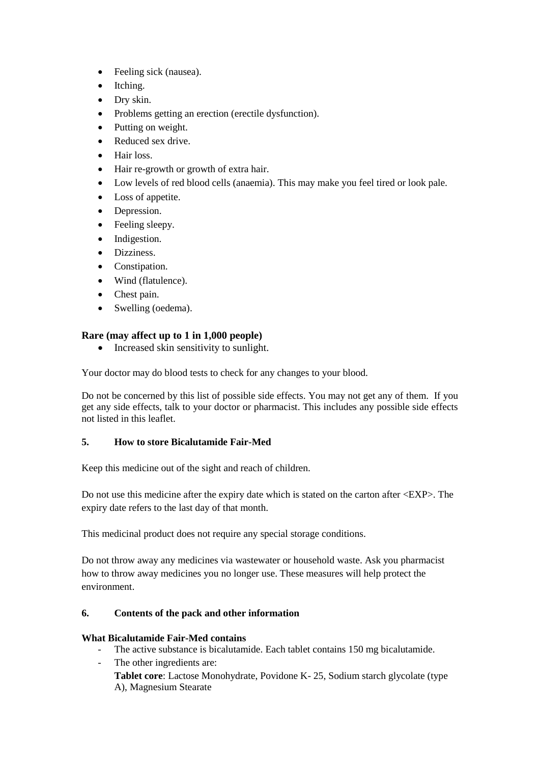- Feeling sick (nausea).
- Itching.
- Dry skin.
- Problems getting an erection (erectile dysfunction).
- Putting on weight.
- Reduced sex drive.
- Hair loss.
- Hair re-growth or growth of extra hair.
- Low levels of red blood cells (anaemia). This may make you feel tired or look pale.
- Loss of appetite.
- Depression.
- Feeling sleepy.
- Indigestion.
- Dizziness.
- Constipation.
- Wind (flatulence).
- Chest pain.
- Swelling (oedema).

**Rare (may affect up to 1 in 1,000 people)**

- Increased skin sensitivity to sunlight.

Your doctor may do blood tests to check for any changes to your blood.

Do not be concerned by this list of possible side effects. You may not get any of them. If you get any side effects, talk to your doctor or pharmacist. This includes any possible side effects not listed in this leaflet.

## 5. How to store Bicalutamide Fair-Med

Keep this medicine out of the sight and reach of children.

Do not use this medicine after the expiry date which is stated on the carton after <EXP>. The expiry date refers to the last day of that month.

This medicinal product does not require any special storage conditions.

Do not throw away any medicines via wastewater or household waste. Ask you pharmacist how to throw away medicines you no longer use. These measures will help protect the environment.

## 6. Contents of the pack and other information

**What Bicalutamide Fair-Med contains**

- The active substance is bicalutamide. Each tablet contains 150 mg bicalutamide.
- The other ingredients are:
  **Tablet core**: Lactose Monohydrate, Povidone K- 25, Sodium starch glycolate (type A), Magnesium Stearate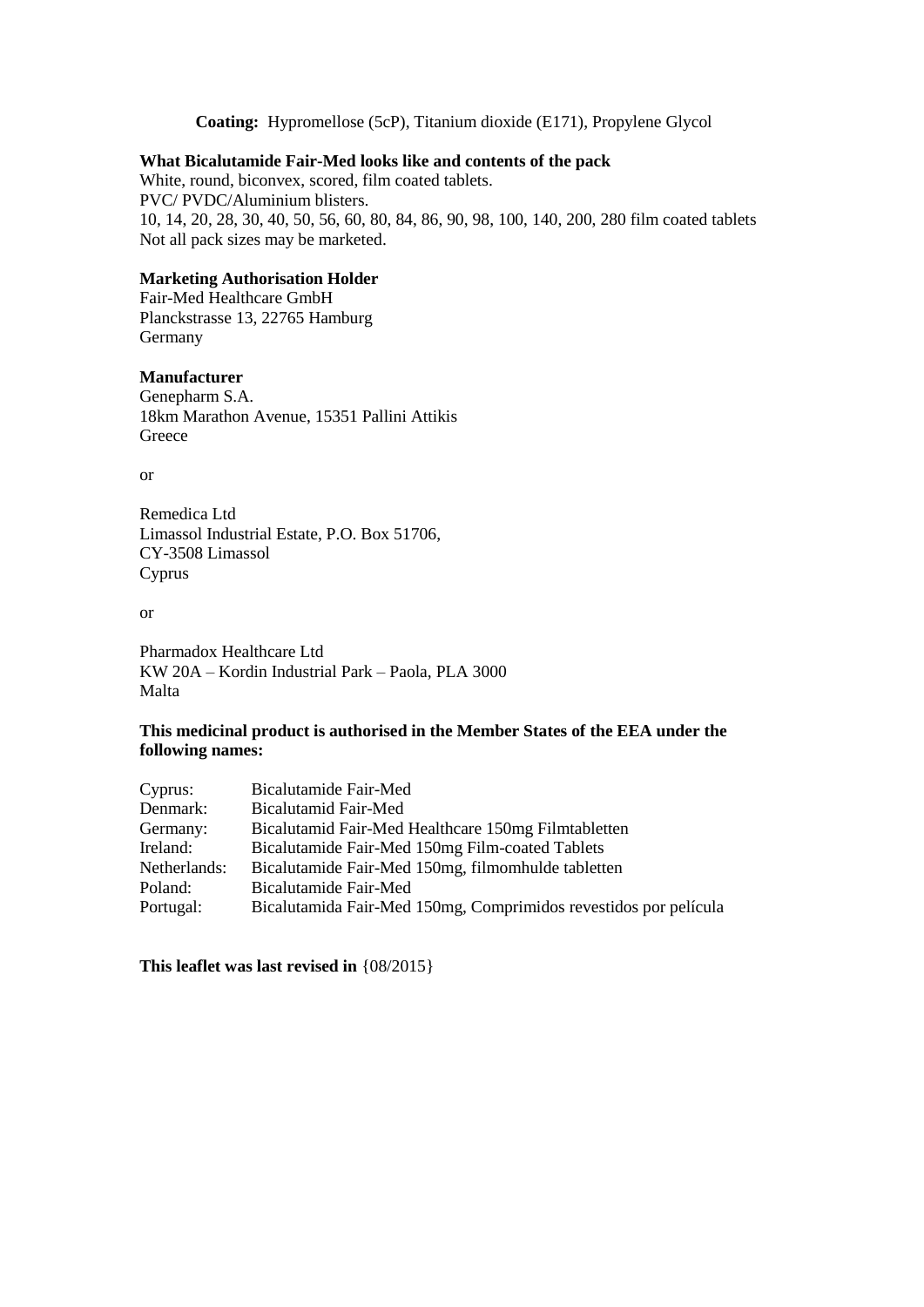**Coating:** Hypromellose (5cP), Titanium dioxide (E171), Propylene Glycol

**What Bicalutamide Fair-Med looks like and contents of the pack**

White, round, biconvex, scored, film coated tablets.
PVC/ PVDC/Aluminium blisters.
10, 14, 20, 28, 30, 40, 50, 56, 60, 80, 84, 86, 90, 98, 100, 140, 200, 280 film coated tablets
Not all pack sizes may be marketed.

**Marketing Authorisation Holder**

Fair-Med Healthcare GmbH
Planckstrasse 13, 22765 Hamburg
Germany

**Manufacturer**

Genepharm S.A.
18km Marathon Avenue, 15351 Pallini Attikis
Greece

or

Remedica Ltd
Limassol Industrial Estate, P.O. Box 51706,
CY-3508 Limassol
Cyprus

or

Pharmadox Healthcare Ltd
KW 20A – Kordin Industrial Park – Paola, PLA 3000
Malta

**This medicinal product is authorised in the Member States of the EEA under the following names:**

| | |
|---|---|
| Cyprus: | Bicalutamide Fair-Med |
| Denmark: | Bicalutamid Fair-Med |
| Germany: | Bicalutamid Fair-Med Healthcare 150mg Filmtabletten |
| Ireland: | Bicalutamide Fair-Med 150mg Film-coated Tablets |
| Netherlands: | Bicalutamide Fair-Med 150mg, filmomhulde tabletten |
| Poland: | Bicalutamide Fair-Med |
| Portugal: | Bicalutamida Fair-Med 150mg, Comprimidos revestidos por película |

**This leaflet was last revised in** {08/2015}